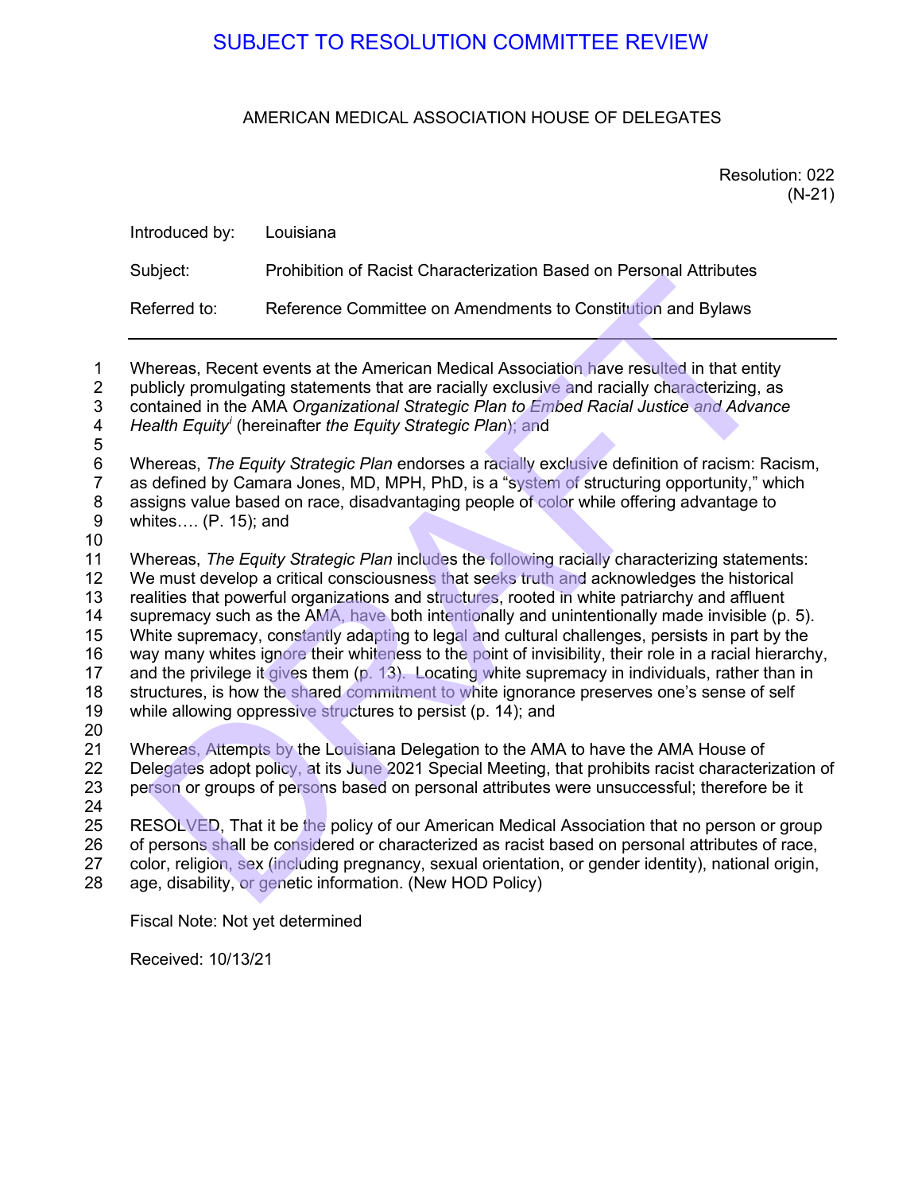SUBJECT TO RESOLUTION COMMITTEE REVIEW

AMERICAN MEDICAL ASSOCIATION HOUSE OF DELEGATES

Resolution: 022
(N-21)

Introduced by: Louisiana

Subject: Prohibition of Racist Characterization Based on Personal Attributes

Referred to: Reference Committee on Amendments to Constitution and Bylaws

---

Whereas, Recent events at the American Medical Association have resulted in that entity publicly promulgating statements that are racially exclusive and racially characterizing, as contained in the AMA *Organizational Strategic Plan to Embed Racial Justice and Advance Health Equity*[i] (hereinafter *the Equity Strategic Plan*); and

Whereas, *The Equity Strategic Plan* endorses a racially exclusive definition of racism: Racism, as defined by Camara Jones, MD, MPH, PhD, is a "system of structuring opportunity," which assigns value based on race, disadvantaging people of color while offering advantage to whites…. (P. 15); and

Whereas, *The Equity Strategic Plan* includes the following racially characterizing statements: We must develop a critical consciousness that seeks truth and acknowledges the historical realities that powerful organizations and structures, rooted in white patriarchy and affluent supremacy such as the AMA, have both intentionally and unintentionally made invisible (p. 5). White supremacy, constantly adapting to legal and cultural challenges, persists in part by the way many whites ignore their whiteness to the point of invisibility, their role in a racial hierarchy, and the privilege it gives them (p. 13). Locating white supremacy in individuals, rather than in structures, is how the shared commitment to white ignorance preserves one's sense of self while allowing oppressive structures to persist (p. 14); and

Whereas, Attempts by the Louisiana Delegation to the AMA to have the AMA House of Delegates adopt policy, at its June 2021 Special Meeting, that prohibits racist characterization of person or groups of persons based on personal attributes were unsuccessful; therefore be it

RESOLVED, That it be the policy of our American Medical Association that no person or group of persons shall be considered or characterized as racist based on personal attributes of race, color, religion, sex (including pregnancy, sexual orientation, or gender identity), national origin, age, disability, or genetic information. (New HOD Policy)

Fiscal Note: Not yet determined

Received: 10/13/21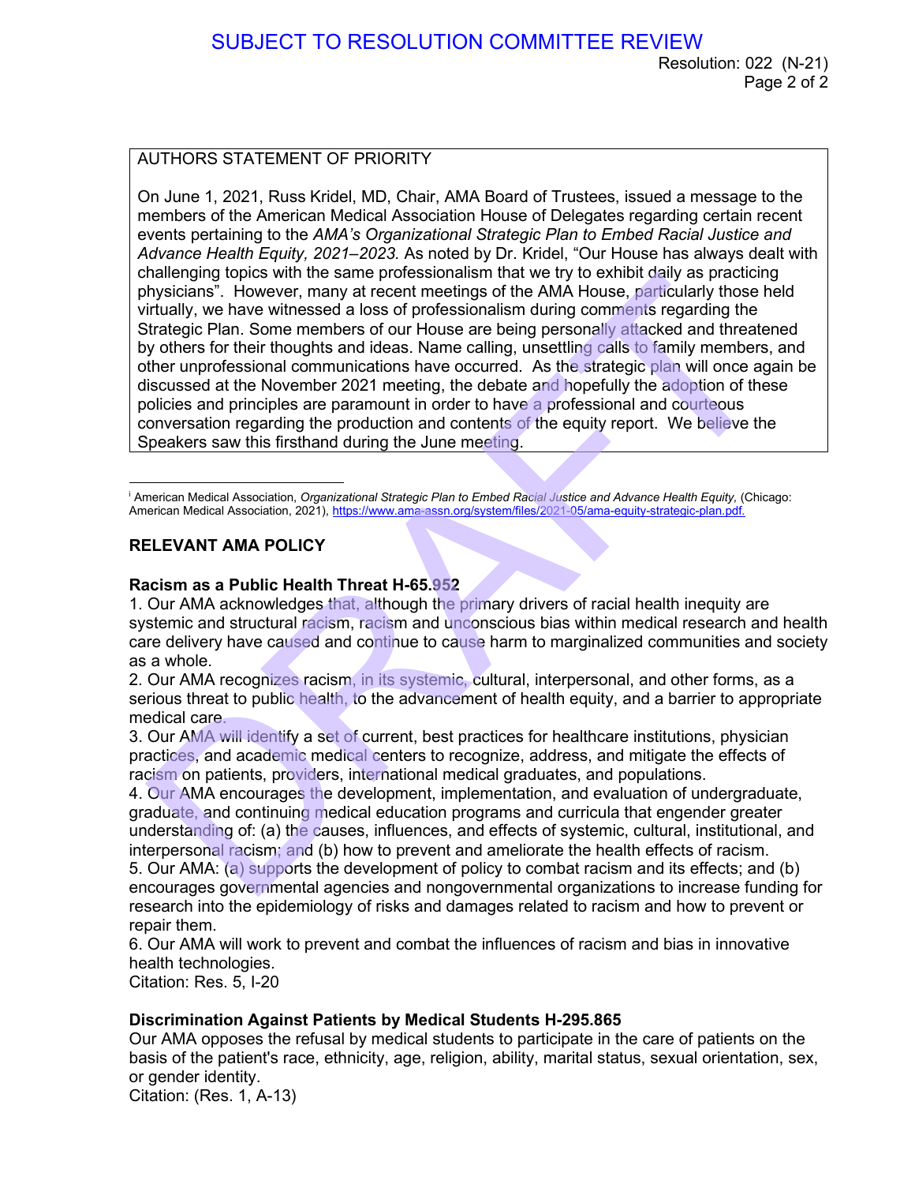AUTHORS STATEMENT OF PRIORITY

On June 1, 2021, Russ Kridel, MD, Chair, AMA Board of Trustees, issued a message to the members of the American Medical Association House of Delegates regarding certain recent events pertaining to the *AMA's Organizational Strategic Plan to Embed Racial Justice and Advance Health Equity, 2021–2023.* As noted by Dr. Kridel, "Our House has always dealt with challenging topics with the same professionalism that we try to exhibit daily as practicing physicians". However, many at recent meetings of the AMA House, particularly those held virtually, we have witnessed a loss of professionalism during comments regarding the Strategic Plan. Some members of our House are being personally attacked and threatened by others for their thoughts and ideas. Name calling, unsettling calls to family members, and other unprofessional communications have occurred. As the strategic plan will once again be discussed at the November 2021 meeting, the debate and hopefully the adoption of these policies and principles are paramount in order to have a professional and courteous conversation regarding the production and contents of the equity report. We believe the Speakers saw this firsthand during the June meeting.

---

[i] American Medical Association, *Organizational Strategic Plan to Embed Racial Justice and Advance Health Equity,* (Chicago: American Medical Association, 2021), https://www.ama-assn.org/system/files/2021-05/ama-equity-strategic-plan.pdf.

## RELEVANT AMA POLICY

**Racism as a Public Health Threat H-65.952**

1. Our AMA acknowledges that, although the primary drivers of racial health inequity are systemic and structural racism, racism and unconscious bias within medical research and health care delivery have caused and continue to cause harm to marginalized communities and society as a whole.
2. Our AMA recognizes racism, in its systemic, cultural, interpersonal, and other forms, as a serious threat to public health, to the advancement of health equity, and a barrier to appropriate medical care.
3. Our AMA will identify a set of current, best practices for healthcare institutions, physician practices, and academic medical centers to recognize, address, and mitigate the effects of racism on patients, providers, international medical graduates, and populations.
4. Our AMA encourages the development, implementation, and evaluation of undergraduate, graduate, and continuing medical education programs and curricula that engender greater understanding of: (a) the causes, influences, and effects of systemic, cultural, institutional, and interpersonal racism; and (b) how to prevent and ameliorate the health effects of racism.
5. Our AMA: (a) supports the development of policy to combat racism and its effects; and (b) encourages governmental agencies and nongovernmental organizations to increase funding for research into the epidemiology of risks and damages related to racism and how to prevent or repair them.
6. Our AMA will work to prevent and combat the influences of racism and bias in innovative health technologies.

Citation: Res. 5, I-20

**Discrimination Against Patients by Medical Students H-295.865**

Our AMA opposes the refusal by medical students to participate in the care of patients on the basis of the patient's race, ethnicity, age, religion, ability, marital status, sexual orientation, sex, or gender identity.

Citation: (Res. 1, A-13)